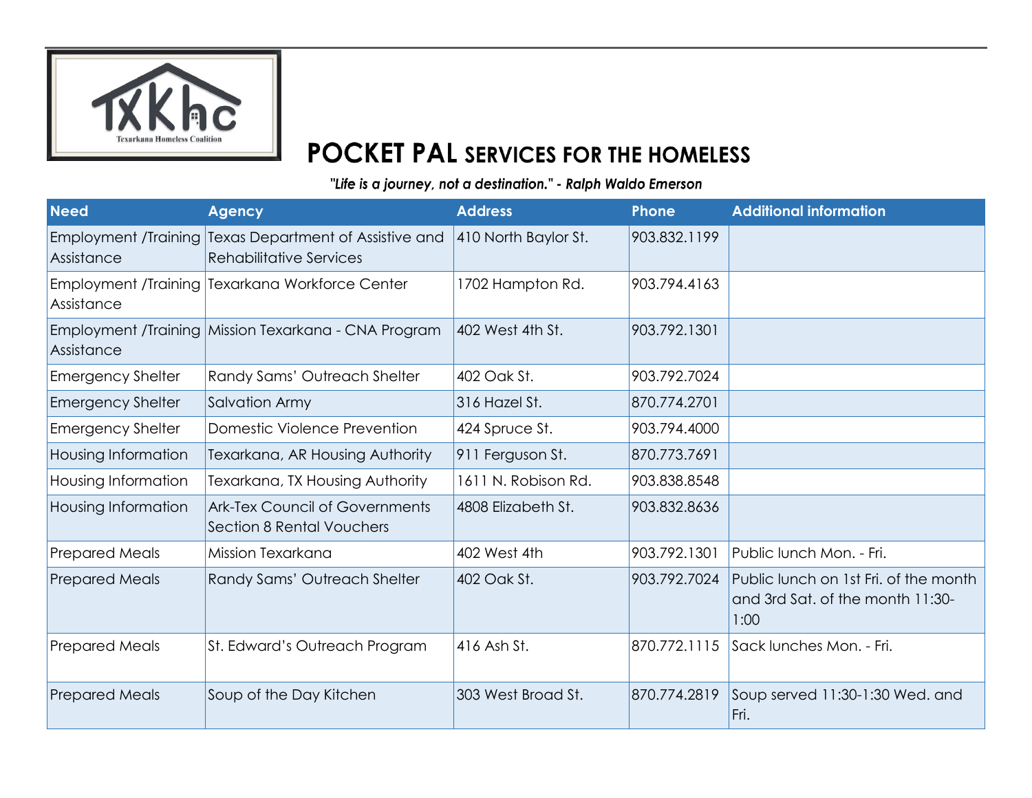# POCKET PAL SERVICES FOR THE HOMELESS

*"Life is a journey, not a destination." - Ralph Waldo Emerson*

| Need | Agency | Address | Phone | Additional information |
|---|---|---|---|---|
| Employment /Training Assistance | Texas Department of Assistive and Rehabilitative Services | 410 North Baylor St. | 903.832.1199 | |
| Employment /Training Assistance | Texarkana Workforce Center | 1702 Hampton Rd. | 903.794.4163 | |
| Employment /Training Assistance | Mission Texarkana - CNA Program | 402 West 4th St. | 903.792.1301 | |
| Emergency Shelter | Randy Sams' Outreach Shelter | 402 Oak St. | 903.792.7024 | |
| Emergency Shelter | Salvation Army | 316 Hazel St. | 870.774.2701 | |
| Emergency Shelter | Domestic Violence Prevention | 424 Spruce St. | 903.794.4000 | |
| Housing Information | Texarkana, AR Housing Authority | 911 Ferguson St. | 870.773.7691 | |
| Housing Information | Texarkana, TX Housing Authority | 1611 N. Robison Rd. | 903.838.8548 | |
| Housing Information | Ark-Tex Council of Governments Section 8 Rental Vouchers | 4808 Elizabeth St. | 903.832.8636 | |
| Prepared Meals | Mission Texarkana | 402 West 4th | 903.792.1301 | Public lunch Mon. - Fri. |
| Prepared Meals | Randy Sams' Outreach Shelter | 402 Oak St. | 903.792.7024 | Public lunch on 1st Fri. of the month and 3rd Sat. of the month 11:30-1:00 |
| Prepared Meals | St. Edward's Outreach Program | 416 Ash St. | 870.772.1115 | Sack lunches Mon. - Fri. |
| Prepared Meals | Soup of the Day Kitchen | 303 West Broad St. | 870.774.2819 | Soup served 11:30-1:30 Wed. and Fri. |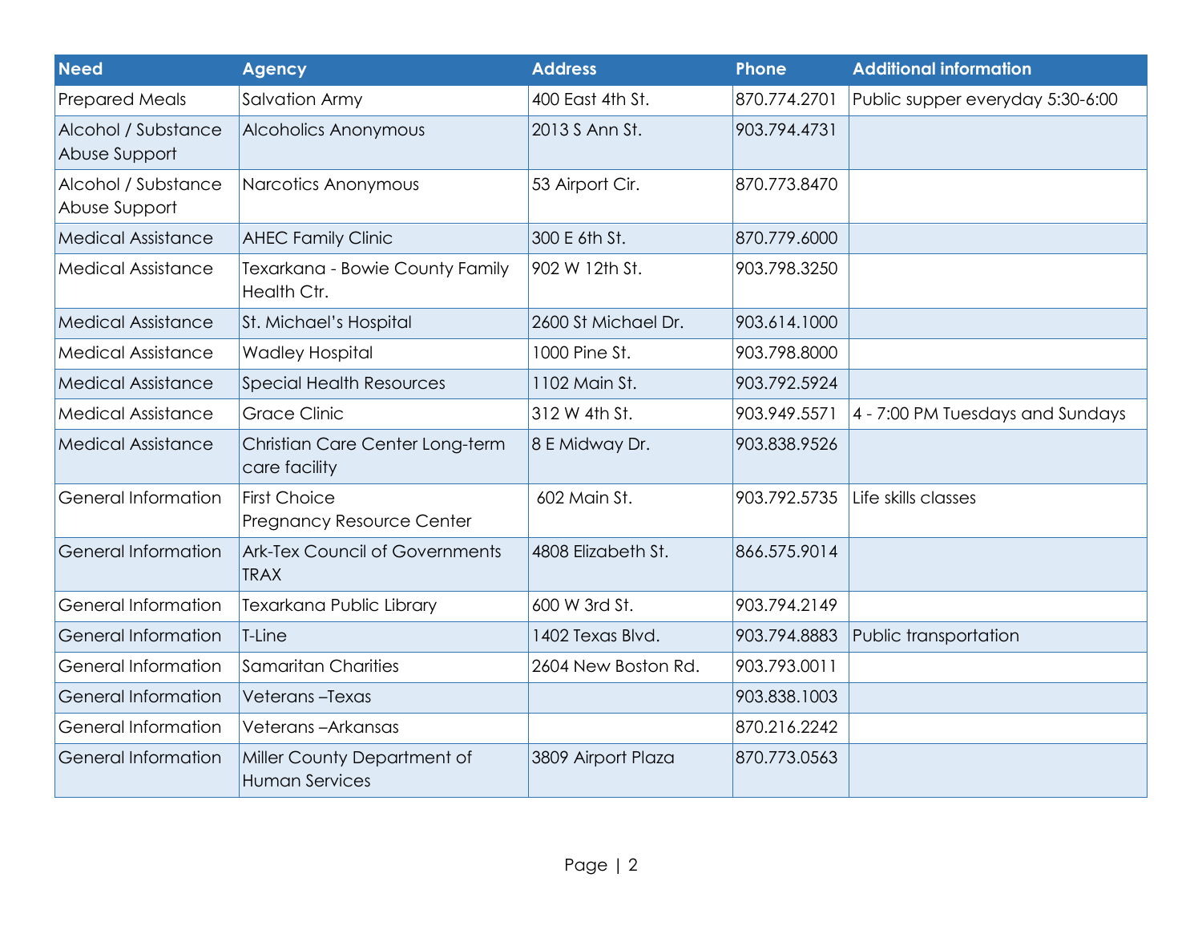| Need | Agency | Address | Phone | Additional information |
| --- | --- | --- | --- | --- |
| Prepared Meals | Salvation Army | 400 East 4th St. | 870.774.2701 | Public supper everyday 5:30-6:00 |
| Alcohol / Substance Abuse Support | Alcoholics Anonymous | 2013 S Ann St. | 903.794.4731 | |
| Alcohol / Substance Abuse Support | Narcotics Anonymous | 53 Airport Cir. | 870.773.8470 | |
| Medical Assistance | AHEC Family Clinic | 300 E 6th St. | 870.779.6000 | |
| Medical Assistance | Texarkana - Bowie County Family Health Ctr. | 902 W 12th St. | 903.798.3250 | |
| Medical Assistance | St. Michael's Hospital | 2600 St Michael Dr. | 903.614.1000 | |
| Medical Assistance | Wadley Hospital | 1000 Pine St. | 903.798.8000 | |
| Medical Assistance | Special Health Resources | 1102 Main St. | 903.792.5924 | |
| Medical Assistance | Grace Clinic | 312 W 4th St. | 903.949.5571 | 4 - 7:00 PM Tuesdays and Sundays |
| Medical Assistance | Christian Care Center Long-term care facility | 8 E Midway Dr. | 903.838.9526 | |
| General Information | First Choice Pregnancy Resource Center | 602 Main St. | 903.792.5735 | Life skills classes |
| General Information | Ark-Tex Council of Governments TRAX | 4808 Elizabeth St. | 866.575.9014 | |
| General Information | Texarkana Public Library | 600 W 3rd St. | 903.794.2149 | |
| General Information | T-Line | 1402 Texas Blvd. | 903.794.8883 | Public transportation |
| General Information | Samaritan Charities | 2604 New Boston Rd. | 903.793.0011 | |
| General Information | Veterans –Texas | | 903.838.1003 | |
| General Information | Veterans –Arkansas | | 870.216.2242 | |
| General Information | Miller County Department of Human Services | 3809 Airport Plaza | 870.773.0563 | |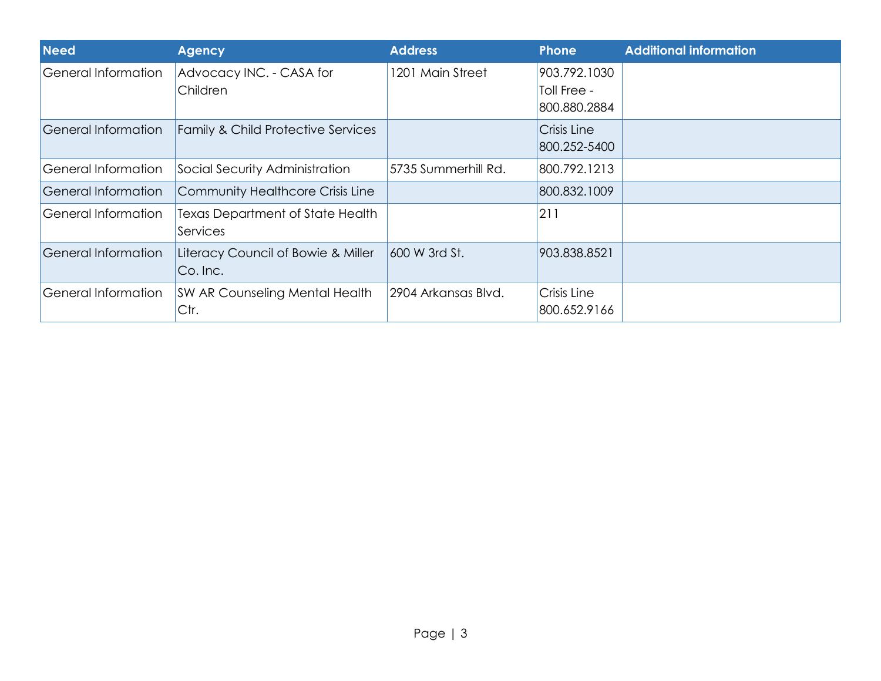| Need | Agency | Address | Phone | Additional information |
|---|---|---|---|---|
| General Information | Advocacy INC. - CASA for Children | 1201 Main Street | 903.792.1030 Toll Free - 800.880.2884 | |
| General Information | Family & Child Protective Services | | Crisis Line 800.252-5400 | |
| General Information | Social Security Administration | 5735 Summerhill Rd. | 800.792.1213 | |
| General Information | Community Healthcore Crisis Line | | 800.832.1009 | |
| General Information | Texas Department of State Health Services | | 211 | |
| General Information | Literacy Council of Bowie & Miller Co. Inc. | 600 W 3rd St. | 903.838.8521 | |
| General Information | SW AR Counseling Mental Health Ctr. | 2904 Arkansas Blvd. | Crisis Line 800.652.9166 | |